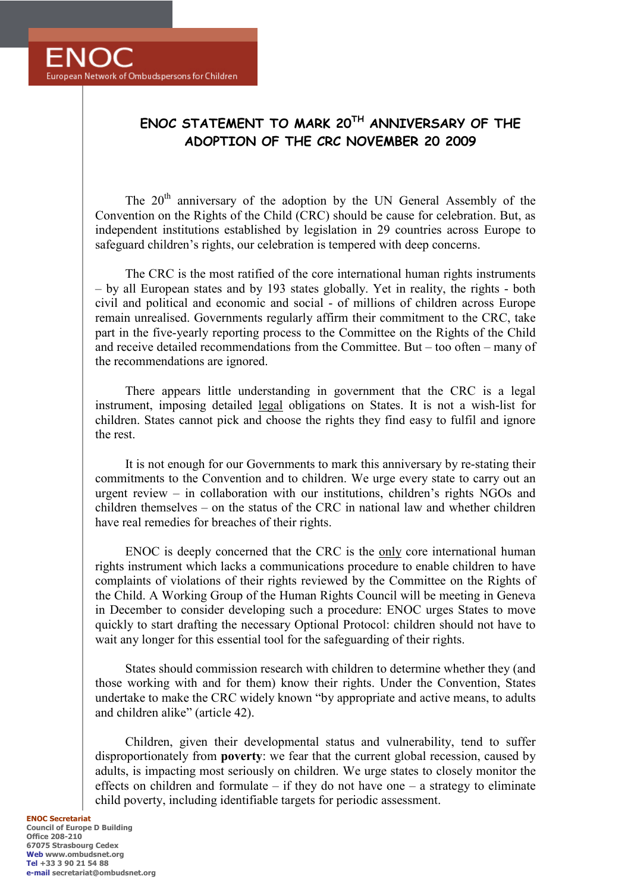**ENOC**
European Network of Ombudspersons for Children

# ENOC STATEMENT TO MARK 20TH ANNIVERSARY OF THE ADOPTION OF THE CRC NOVEMBER 20 2009

The 20th anniversary of the adoption by the UN General Assembly of the Convention on the Rights of the Child (CRC) should be cause for celebration. But, as independent institutions established by legislation in 29 countries across Europe to safeguard children's rights, our celebration is tempered with deep concerns.

The CRC is the most ratified of the core international human rights instruments – by all European states and by 193 states globally. Yet in reality, the rights - both civil and political and economic and social - of millions of children across Europe remain unrealised. Governments regularly affirm their commitment to the CRC, take part in the five-yearly reporting process to the Committee on the Rights of the Child and receive detailed recommendations from the Committee. But – too often – many of the recommendations are ignored.

There appears little understanding in government that the CRC is a legal instrument, imposing detailed <u>legal</u> obligations on States. It is not a wish-list for children. States cannot pick and choose the rights they find easy to fulfil and ignore the rest.

It is not enough for our Governments to mark this anniversary by re-stating their commitments to the Convention and to children. We urge every state to carry out an urgent review – in collaboration with our institutions, children's rights NGOs and children themselves – on the status of the CRC in national law and whether children have real remedies for breaches of their rights.

ENOC is deeply concerned that the CRC is the <u>only</u> core international human rights instrument which lacks a communications procedure to enable children to have complaints of violations of their rights reviewed by the Committee on the Rights of the Child. A Working Group of the Human Rights Council will be meeting in Geneva in December to consider developing such a procedure: ENOC urges States to move quickly to start drafting the necessary Optional Protocol: children should not have to wait any longer for this essential tool for the safeguarding of their rights.

States should commission research with children to determine whether they (and those working with and for them) know their rights. Under the Convention, States undertake to make the CRC widely known "by appropriate and active means, to adults and children alike" (article 42).

Children, given their developmental status and vulnerability, tend to suffer disproportionately from **poverty**: we fear that the current global recession, caused by adults, is impacting most seriously on children. We urge states to closely monitor the effects on children and formulate – if they do not have one – a strategy to eliminate child poverty, including identifiable targets for periodic assessment.

**ENOC Secretariat**
Council of Europe D Building
Office 208-210
67075 Strasbourg Cedex
**Web** www.ombudsnet.org
**Tel** +33 3 90 21 54 88
**e-mail** secretariat@ombudsnet.org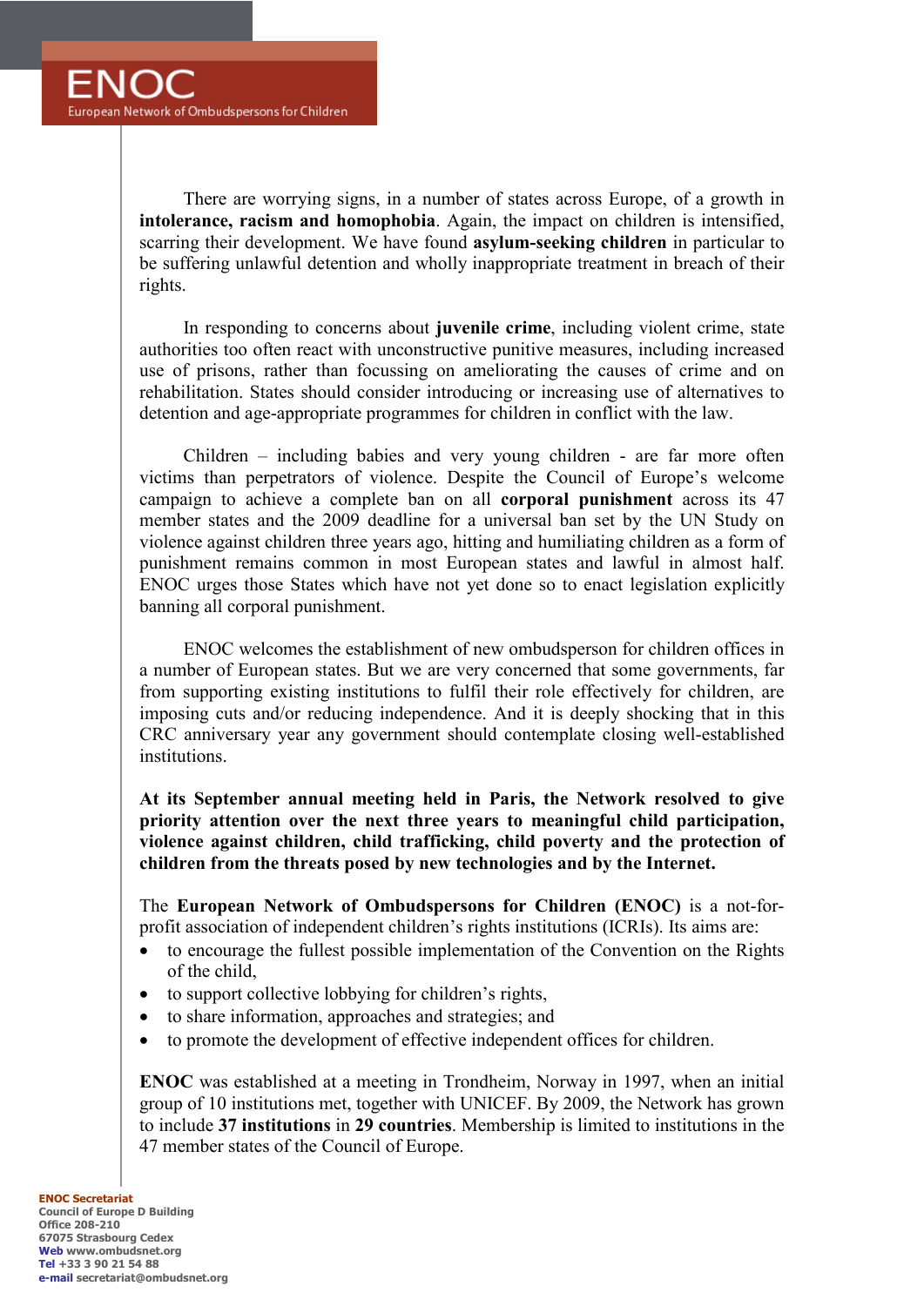There are worrying signs, in a number of states across Europe, of a growth in **intolerance, racism and homophobia**. Again, the impact on children is intensified, scarring their development. We have found **asylum-seeking children** in particular to be suffering unlawful detention and wholly inappropriate treatment in breach of their rights.

In responding to concerns about **juvenile crime**, including violent crime, state authorities too often react with unconstructive punitive measures, including increased use of prisons, rather than focussing on ameliorating the causes of crime and on rehabilitation. States should consider introducing or increasing use of alternatives to detention and age-appropriate programmes for children in conflict with the law.

Children – including babies and very young children - are far more often victims than perpetrators of violence. Despite the Council of Europe's welcome campaign to achieve a complete ban on all **corporal punishment** across its 47 member states and the 2009 deadline for a universal ban set by the UN Study on violence against children three years ago, hitting and humiliating children as a form of punishment remains common in most European states and lawful in almost half. ENOC urges those States which have not yet done so to enact legislation explicitly banning all corporal punishment.

ENOC welcomes the establishment of new ombudsperson for children offices in a number of European states. But we are very concerned that some governments, far from supporting existing institutions to fulfil their role effectively for children, are imposing cuts and/or reducing independence. And it is deeply shocking that in this CRC anniversary year any government should contemplate closing well-established institutions.

**At its September annual meeting held in Paris, the Network resolved to give priority attention over the next three years to meaningful child participation, violence against children, child trafficking, child poverty and the protection of children from the threats posed by new technologies and by the Internet.**

The **European Network of Ombudspersons for Children (ENOC)** is a not-for-profit association of independent children's rights institutions (ICRIs). Its aims are:

- to encourage the fullest possible implementation of the Convention on the Rights of the child,
- to support collective lobbying for children's rights,
- to share information, approaches and strategies; and
- to promote the development of effective independent offices for children.

**ENOC** was established at a meeting in Trondheim, Norway in 1997, when an initial group of 10 institutions met, together with UNICEF. By 2009, the Network has grown to include **37 institutions** in **29 countries**. Membership is limited to institutions in the 47 member states of the Council of Europe.

**ENOC Secretariat**
Council of Europe D Building
Office 208-210
67075 Strasbourg Cedex
**Web** www.ombudsnet.org
**Tel** +33 3 90 21 54 88
**e-mail** secretariat@ombudsnet.org